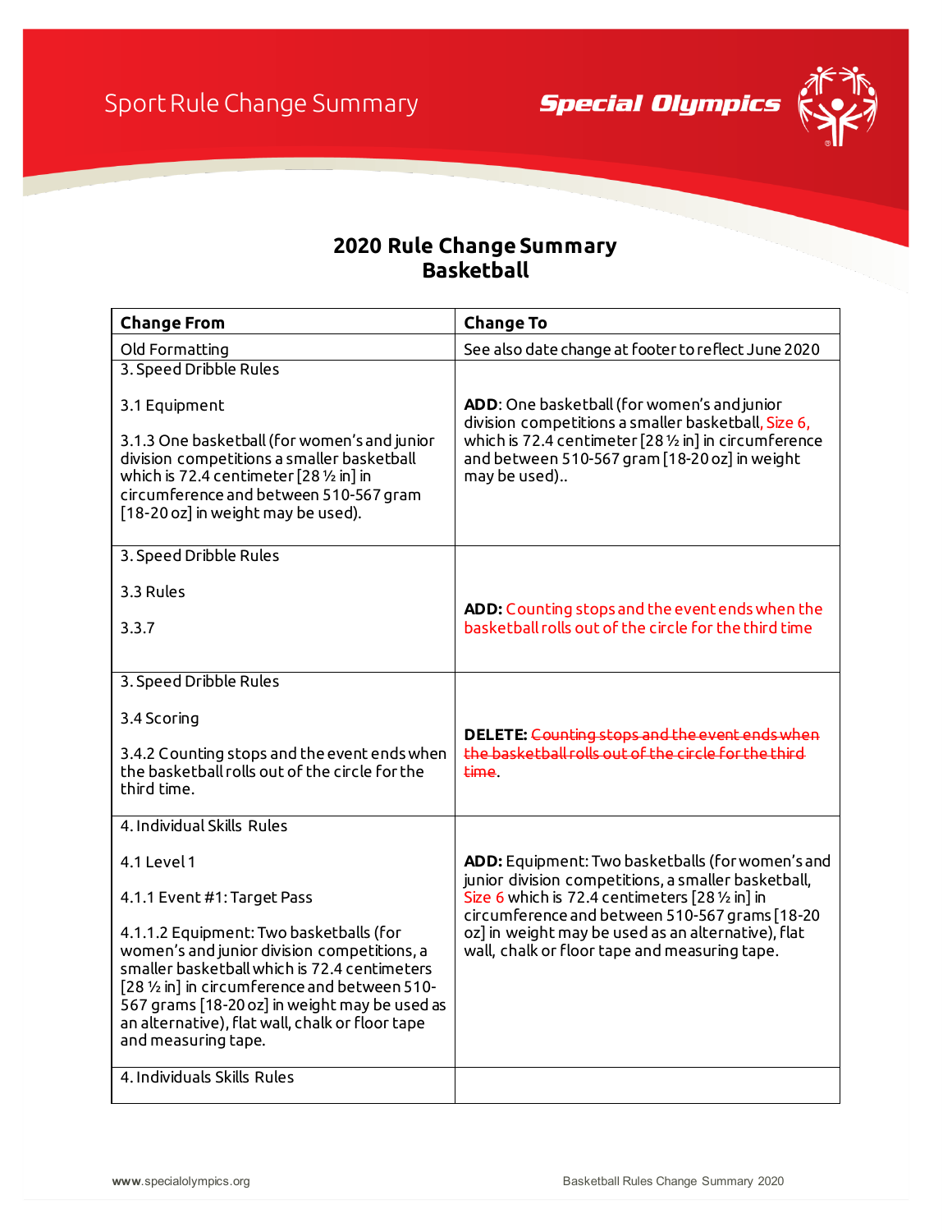Sport Rule Change Summary

# 2020 Rule Change Summary
## Basketball

| Change From | Change To |
| --- | --- |
| Old Formatting | See also date change at footer to reflect June 2020 |
| 3. Speed Dribble Rules<br><br>3.1 Equipment<br><br>3.1.3 One basketball (for women's and junior division competitions a smaller basketball which is 72.4 centimeter [28 ½ in] in circumference and between 510-567 gram [18-20 oz] in weight may be used). | **ADD**: One basketball (for women's and junior division competitions a smaller basketball, Size 6, which is 72.4 centimeter [28 ½ in] in circumference and between 510-567 gram [18-20 oz] in weight may be used).. |
| 3. Speed Dribble Rules<br><br>3.3 Rules<br><br>3.3.7 | **ADD:** Counting stops and the event ends when the basketball rolls out of the circle for the third time |
| 3. Speed Dribble Rules<br><br>3.4 Scoring<br><br>3.4.2 Counting stops and the event ends when the basketball rolls out of the circle for the third time. | **DELETE:** ~~Counting stops and the event ends when the basketball rolls out of the circle for the third time~~. |
| 4. Individual Skills Rules<br><br>4.1 Level 1<br><br>4.1.1 Event #1: Target Pass<br><br>4.1.1.2 Equipment: Two basketballs (for women's and junior division competitions, a smaller basketball which is 72.4 centimeters [28 ½ in] in circumference and between 510-567 grams [18-20 oz] in weight may be used as an alternative), flat wall, chalk or floor tape and measuring tape. | **ADD:** Equipment: Two basketballs (for women's and junior division competitions, a smaller basketball, Size 6 which is 72.4 centimeters [28 ½ in] in circumference and between 510-567 grams [18-20 oz] in weight may be used as an alternative), flat wall, chalk or floor tape and measuring tape. |
| 4. Individuals Skills Rules | |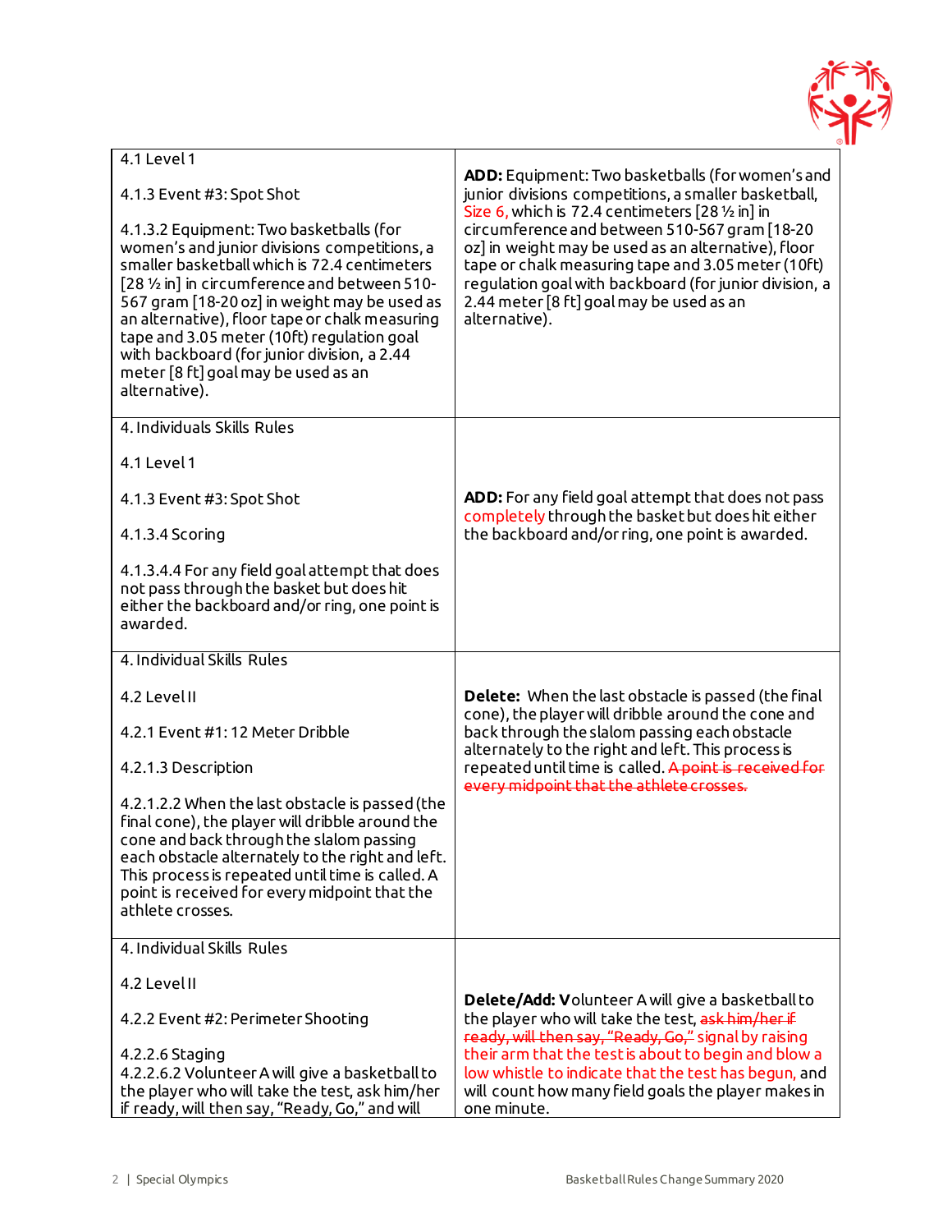| | |
|---|---|
| 4.1 Level 1<br><br>4.1.3 Event #3: Spot Shot<br><br>4.1.3.2 Equipment: Two basketballs (for women's and junior divisions competitions, a smaller basketball which is 72.4 centimeters [28 ½ in] in circumference and between 510-567 gram [18-20 oz] in weight may be used as an alternative), floor tape or chalk measuring tape and 3.05 meter (10ft) regulation goal with backboard (for junior division, a 2.44 meter [8 ft] goal may be used as an alternative). | **ADD:** Equipment: Two basketballs (for women's and junior divisions competitions, a smaller basketball, Size 6, which is 72.4 centimeters [28 ½ in] in circumference and between 510-567 gram [18-20 oz] in weight may be used as an alternative), floor tape or chalk measuring tape and 3.05 meter (10ft) regulation goal with backboard (for junior division, a 2.44 meter [8 ft] goal may be used as an alternative). |
| 4. Individuals Skills Rules<br><br>4.1 Level 1<br><br>4.1.3 Event #3: Spot Shot<br><br>4.1.3.4 Scoring<br><br>4.1.3.4.4 For any field goal attempt that does not pass through the basket but does hit either the backboard and/or ring, one point is awarded. | **ADD:** For any field goal attempt that does not pass completely through the basket but does hit either the backboard and/or ring, one point is awarded. |
| 4. Individual Skills Rules<br><br>4.2 Level II<br><br>4.2.1 Event #1: 12 Meter Dribble<br><br>4.2.1.3 Description<br><br>4.2.1.2.2 When the last obstacle is passed (the final cone), the player will dribble around the cone and back through the slalom passing each obstacle alternately to the right and left. This process is repeated until time is called. A point is received for every midpoint that the athlete crosses. | **Delete:** When the last obstacle is passed (the final cone), the player will dribble around the cone and back through the slalom passing each obstacle alternately to the right and left. This process is repeated until time is called. ~~A point is received for every midpoint that the athlete crosses.~~ |
| 4. Individual Skills Rules<br><br>4.2 Level II<br><br>4.2.2 Event #2: Perimeter Shooting<br><br>4.2.2.6 Staging<br>4.2.2.6.2 Volunteer A will give a basketball to the player who will take the test, ask him/her if ready, will then say, "Ready, Go," and will | **Delete/Add: V**olunteer A will give a basketball to the player who will take the test, ~~ask him/her if ready, will then say, "Ready, Go,"~~ signal by raising their arm that the test is about to begin and blow a low whistle to indicate that the test has begun, and will count how many field goals the player makes in one minute. |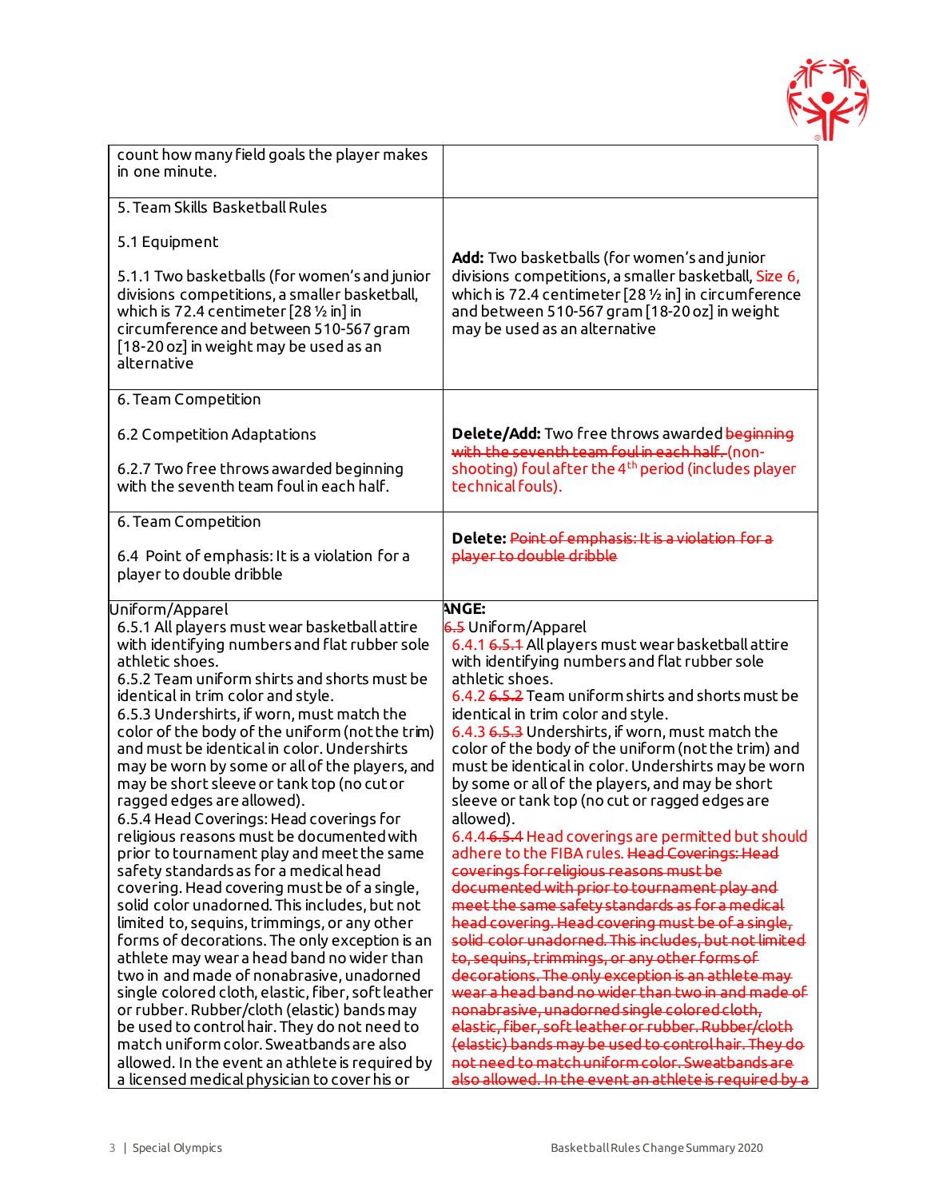| | |
|---|---|
| count how many field goals the player makes in one minute. | |
| 5. Team Skills Basketball Rules<br><br>5.1 Equipment<br><br>5.1.1 Two basketballs (for women's and junior divisions competitions, a smaller basketball, which is 72.4 centimeter [28 ½ in] in circumference and between 510-567 gram [18-20 oz] in weight may be used as an alternative | **Add:** Two basketballs (for women's and junior divisions competitions, a smaller basketball, Size 6, which is 72.4 centimeter [28 ½ in] in circumference and between 510-567 gram [18-20 oz] in weight may be used as an alternative |
| 6. Team Competition<br><br>6.2 Competition Adaptations<br><br>6.2.7 Two free throws awarded beginning with the seventh team foul in each half. | **Delete/Add:** Two free throws awarded ~~beginning with the seventh team foul in each half.~~ (non-shooting) foul after the 4th period (includes player technical fouls). |
| 6. Team Competition<br><br>6.4 Point of emphasis: It is a violation for a player to double dribble | **Delete:** ~~Point of emphasis: It is a violation for a player to double dribble~~ |
| Uniform/Apparel<br>6.5.1 All players must wear basketball attire with identifying numbers and flat rubber sole athletic shoes.<br>6.5.2 Team uniform shirts and shorts must be identical in trim color and style.<br>6.5.3 Undershirts, if worn, must match the color of the body of the uniform (not the trim) and must be identical in color. Undershirts may be worn by some or all of the players, and may be short sleeve or tank top (no cut or ragged edges are allowed).<br>6.5.4 Head Coverings: Head coverings for religious reasons must be documented with prior to tournament play and meet the same safety standards as for a medical head covering. Head covering must be of a single, solid color unadorned. This includes, but not limited to, sequins, trimmings, or any other forms of decorations. The only exception is an athlete may wear a head band no wider than two in and made of nonabrasive, unadorned single colored cloth, elastic, fiber, soft leather or rubber. Rubber/cloth (elastic) bands may be used to control hair. They do not need to match uniform color. Sweatbands are also allowed. In the event an athlete is required by a licensed medical physician to cover his or | **ANGE:**<br>~~6.5~~ Uniform/Apparel<br>6.4.1 ~~6.5.1~~ All players must wear basketball attire with identifying numbers and flat rubber sole athletic shoes.<br>6.4.2 ~~6.5.2~~ Team uniform shirts and shorts must be identical in trim color and style.<br>6.4.3 ~~6.5.3~~ Undershirts, if worn, must match the color of the body of the uniform (not the trim) and must be identical in color. Undershirts may be worn by some or all of the players, and may be short sleeve or tank top (no cut or ragged edges are allowed).<br>6.4.4 ~~6.5.4~~ Head coverings are permitted but should adhere to the FIBA rules. ~~Head Coverings: Head coverings for religious reasons must be documented with prior to tournament play and meet the same safety standards as for a medical head covering. Head covering must be of a single, solid color unadorned. This includes, but not limited to, sequins, trimmings, or any other forms of decorations. The only exception is an athlete may wear a head band no wider than two in and made of nonabrasive, unadorned single colored cloth, elastic, fiber, soft leather or rubber. Rubber/cloth (elastic) bands may be used to control hair. They do not need to match uniform color. Sweatbands are also allowed. In the event an athlete is required by a~~ |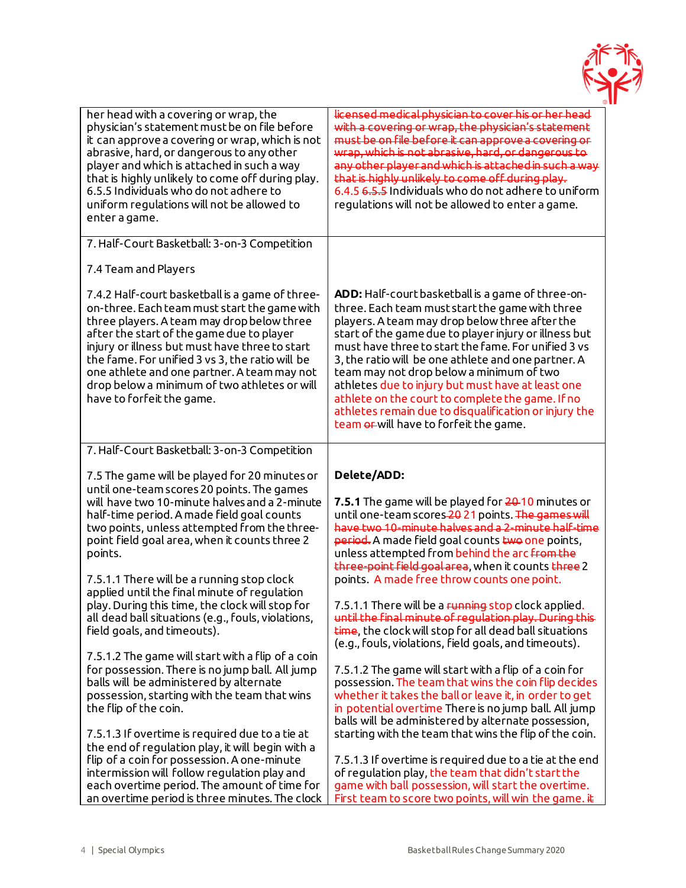| | |
|---|---|
| her head with a covering or wrap, the physician's statement must be on file before it can approve a covering or wrap, which is not abrasive, hard, or dangerous to any other player and which is attached in such a way that is highly unlikely to come off during play.<br>6.5.5 Individuals who do not adhere to uniform regulations will not be allowed to enter a game. | ~~licensed medical physician to cover his or her head with a covering or wrap, the physician's statement must be on file before it can approve a covering or wrap, which is not abrasive, hard, or dangerous to any other player and which is attached in such a way that is highly unlikely to come off during play.~~<br>6.4.5 ~~6.5.5~~ Individuals who do not adhere to uniform regulations will not be allowed to enter a game. |
| 7. Half-Court Basketball: 3-on-3 Competition<br><br>7.4 Team and Players<br><br>7.4.2 Half-court basketball is a game of three-on-three. Each team must start the game with three players. A team may drop below three after the start of the game due to player injury or illness but must have three to start the fame. For unified 3 vs 3, the ratio will be one athlete and one partner. A team may not drop below a minimum of two athletes or will have to forfeit the game. | **ADD:** Half-court basketball is a game of three-on-three. Each team must start the game with three players. A team may drop below three after the start of the game due to player injury or illness but must have three to start the fame. For unified 3 vs 3, the ratio will be one athlete and one partner. A team may not drop below a minimum of two athletes due to injury but must have at least one athlete on the court to complete the game. If no athletes remain due to disqualification or injury the team ~~or~~ will have to forfeit the game. |
| 7. Half-Court Basketball: 3-on-3 Competition<br><br>7.5 The game will be played for 20 minutes or until one-team scores 20 points. The games will have two 10-minute halves and a 2-minute half-time period. A made field goal counts two points, unless attempted from the three-point field goal area, when it counts three 2 points.<br><br>7.5.1.1 There will be a running stop clock applied until the final minute of regulation play. During this time, the clock will stop for all dead ball situations (e.g., fouls, violations, field goals, and timeouts).<br><br>7.5.1.2 The game will start with a flip of a coin for possession. There is no jump ball. All jump balls will be administered by alternate possession, starting with the team that wins the flip of the coin.<br><br>7.5.1.3 If overtime is required due to a tie at the end of regulation play, it will begin with a flip of a coin for possession. A one-minute intermission will follow regulation play and each overtime period. The amount of time for an overtime period is three minutes. The clock | **Delete/ADD:**<br><br>**7.5.1** The game will be played for ~~20~~ 10 minutes or until one-team scores ~~20~~ 21 points. ~~The games will have two 10-minute halves and a 2-minute half-time period.~~ A made field goal counts ~~two~~ one points, unless attempted from behind the arc ~~from the three-point field goal area~~, when it counts ~~three~~ 2 points. A made free throw counts one point.<br><br>7.5.1.1 There will be a ~~running~~ stop clock applied. ~~until the final minute of regulation play. During this time~~, the clock will stop for all dead ball situations (e.g., fouls, violations, field goals, and timeouts).<br><br>7.5.1.2 The game will start with a flip of a coin for possession. The team that wins the coin flip decides whether it takes the ball or leave it, in order to get in potential overtime There is no jump ball. All jump balls will be administered by alternate possession, starting with the team that wins the flip of the coin.<br><br>7.5.1.3 If overtime is required due to a tie at the end of regulation play, the team that didn't start the game with ball possession, will start the overtime. First team to score two points, will win the game. ~~it~~ |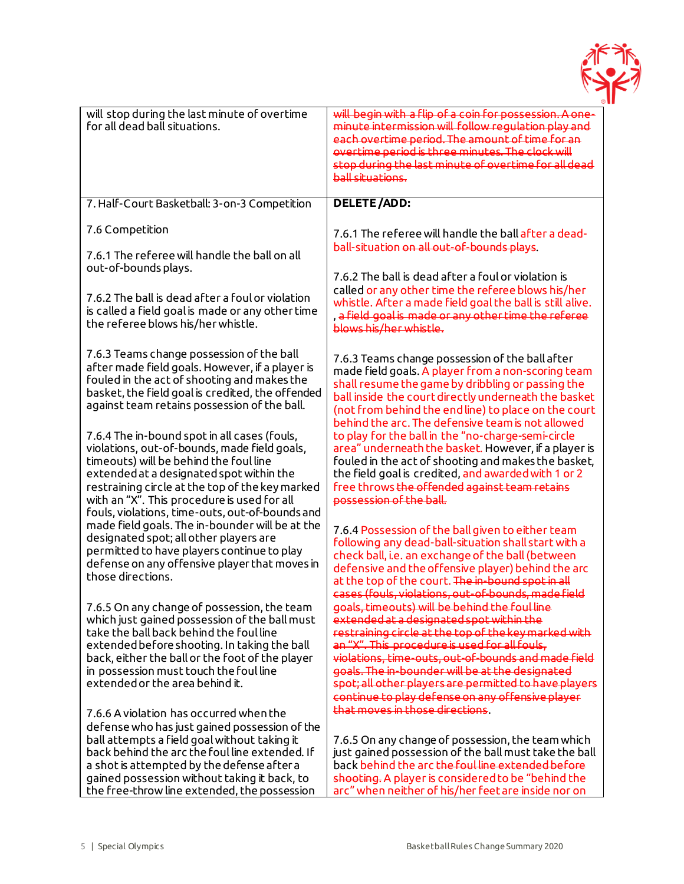| | |
|---|---|
| will stop during the last minute of overtime for all dead ball situations. | ~~will begin with a flip of a coin for possession. A one-minute intermission will follow regulation play and each overtime period. The amount of time for an overtime period is three minutes. The clock will stop during the last minute of overtime for all dead ball situations.~~ |
| 7. Half-Court Basketball: 3-on-3 Competition<br><br>7.6 Competition<br><br>7.6.1 The referee will handle the ball on all out-of-bounds plays.<br><br>7.6.2 The ball is dead after a foul or violation is called a field goal is made or any other time the referee blows his/her whistle.<br><br>7.6.3 Teams change possession of the ball after made field goals. However, if a player is fouled in the act of shooting and makes the basket, the field goal is credited, the offended against team retains possession of the ball.<br><br>7.6.4 The in-bound spot in all cases (fouls, violations, out-of-bounds, made field goals, timeouts) will be behind the foul line extended at a designated spot within the restraining circle at the top of the key marked with an "X". This procedure is used for all fouls, violations, time-outs, out-of-bounds and made field goals. The in-bounder will be at the designated spot; all other players are permitted to have players continue to play defense on any offensive player that moves in those directions.<br><br>7.6.5 On any change of possession, the team which just gained possession of the ball must take the ball back behind the foul line extended before shooting. In taking the ball back, either the ball or the foot of the player in possession must touch the foul line extended or the area behind it.<br><br>7.6.6 A violation has occurred when the defense who has just gained possession of the ball attempts a field goal without taking it back behind the arc the foul line extended. If a shot is attempted by the defense after a gained possession without taking it back, to the free-throw line extended, the possession | **DELETE /ADD:**<br><br>7.6.1 The referee will handle the ball after a dead-ball-situation ~~on all out-of-bounds plays~~.<br><br>7.6.2 The ball is dead after a foul or violation is called or any other time the referee blows his/her whistle. After a made field goal the ball is still alive. ~~, a field goal is made or any other time the referee blows his/her whistle.~~<br><br>7.6.3 Teams change possession of the ball after made field goals. A player from a non-scoring team shall resume the game by dribbling or passing the ball inside the court directly underneath the basket (not from behind the end line) to place on the court behind the arc. The defensive team is not allowed to play for the ball in the "no-charge-semi-circle area" underneath the basket. However, if a player is fouled in the act of shooting and makes the basket, the field goal is credited, and awarded with 1 or 2 free throws ~~the offended against team retains possession of the ball.~~<br><br>7.6.4 Possession of the ball given to either team following any dead-ball-situation shall start with a check ball, i.e. an exchange of the ball (between defensive and the offensive player) behind the arc at the top of the court. ~~The in-bound spot in all cases (fouls, violations, out-of-bounds, made field goals, timeouts) will be behind the foul line extended at a designated spot within the restraining circle at the top of the key marked with an "X". This procedure is used for all fouls, violations, time-outs, out-of-bounds and made field goals. The in-bounder will be at the designated spot; all other players are permitted to have players continue to play defense on any offensive player that moves in those directions~~.<br><br>7.6.5 On any change of possession, the team which just gained possession of the ball must take the ball back behind the arc ~~the foul line extended before shooting.~~ A player is considered to be "behind the arc" when neither of his/her feet are inside nor on |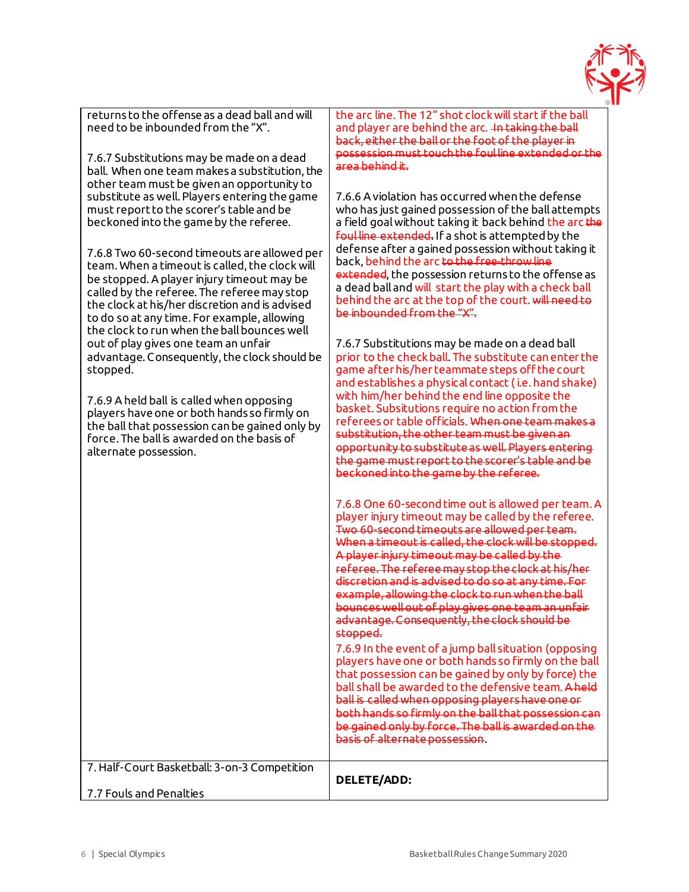| | |
|---|---|
| returns to the offense as a dead ball and will need to be inbounded from the "X".<br><br>7.6.7 Substitutions may be made on a dead ball. When one team makes a substitution, the other team must be given an opportunity to substitute as well. Players entering the game must report to the scorer's table and be beckoned into the game by the referee.<br><br>7.6.8 Two 60-second timeouts are allowed per team. When a timeout is called, the clock will be stopped. A player injury timeout may be called by the referee. The referee may stop the clock at his/her discretion and is advised to do so at any time. For example, allowing the clock to run when the ball bounces well out of play gives one team an unfair advantage. Consequently, the clock should be stopped.<br><br>7.6.9 A held ball is called when opposing players have one or both hands so firmly on the ball that possession can be gained only by force. The ball is awarded on the basis of alternate possession. | the arc line. The 12" shot clock will start if the ball and player are behind the arc. ~~In taking the ball back, either the ball or the foot of the player in possession must touch the foul line extended or the area behind it.~~<br><br>7.6.6 A violation has occurred when the defense who has just gained possession of the ball attempts a field goal without taking it back behind the arc ~~the foul line extended~~. If a shot is attempted by the defense after a gained possession without taking it back, behind the arc ~~to the free-throw line extended~~, the possession returns to the offense as a dead ball and will start the play with a check ball behind the arc at the top of the court. ~~will need to be inbounded from the "X".~~<br><br>7.6.7 Substitutions may be made on a dead ball prior to the check ball. The substitute can enter the game after his/her teammate steps off the court and establishes a physical contact ( i.e. hand shake) with him/her behind the end line opposite the basket. Subsitutions require no action from the referees or table officials. ~~When one team makes a substitution, the other team must be given an opportunity to substitute as well. Players entering the game must report to the scorer's table and be beckoned into the game by the referee.~~<br><br>7.6.8 One 60-second time out is allowed per team. A player injury timeout may be called by the referee. ~~Two 60-second timeouts are allowed per team. When a timeout is called, the clock will be stopped. A player injury timeout may be called by the referee. The referee may stop the clock at his/her discretion and is advised to do so at any time. For example, allowing the clock to run when the ball bounces well out of play gives one team an unfair advantage. Consequently, the clock should be stopped.~~<br>7.6.9 In the event of a jump ball situation (opposing players have one or both hands so firmly on the ball that possession can be gained by only by force) the ball shall be awarded to the defensive team. ~~A held ball is called when opposing players have one or both hands so firmly on the ball that possession can be gained only by force. The ball is awarded on the basis of alternate possession~~. |
| 7. Half-Court Basketball: 3-on-3 Competition<br><br>7.7 Fouls and Penalties | **DELETE/ADD:** |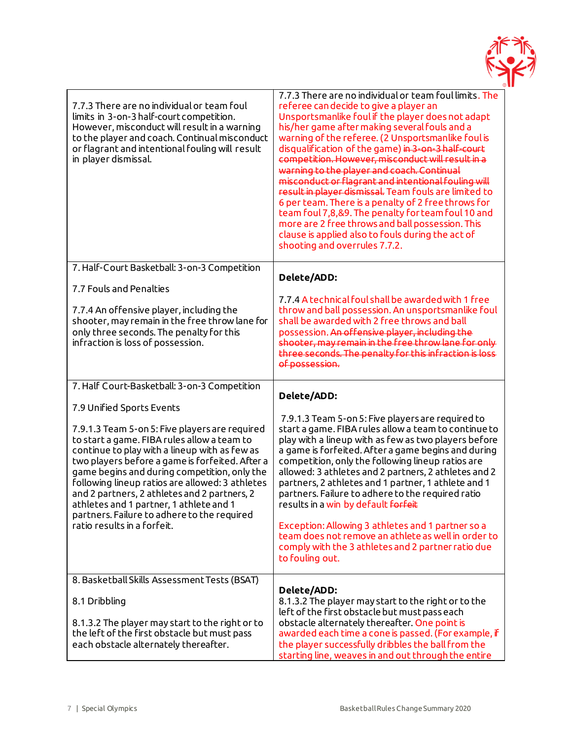| | |
|---|---|
| 7.7.3 There are no individual or team foul limits in 3-on-3 half-court competition. However, misconduct will result in a warning to the player and coach. Continual misconduct or flagrant and intentional fouling will result in player dismissal. | 7.7.3 There are no individual or team foul limits. The referee can decide to give a player an Unsportsmanlike foul if the player does not adapt his/her game after making several fouls and a warning of the referee. (2 Unsportsmanlike foul is disqualification of the game) ~~in 3-on-3 half-court competition. However, misconduct will result in a warning to the player and coach. Continual misconduct or flagrant and intentional fouling will result in player dismissal.~~ Team fouls are limited to 6 per team. There is a penalty of 2 free throws for team foul 7,8,&9. The penalty for team foul 10 and more are 2 free throws and ball possession. This clause is applied also to fouls during the act of shooting and overrules 7.7.2. |
| 7. Half-Court Basketball: 3-on-3 Competition<br><br>7.7 Fouls and Penalties<br><br>7.7.4 An offensive player, including the shooter, may remain in the free throw lane for only three seconds. The penalty for this infraction is loss of possession. | **Delete/ADD:**<br><br>7.7.4 A technical foul shall be awarded with 1 free throw and ball possession. An unsportsmanlike foul shall be awarded with 2 free throws and ball possession. ~~An offensive player, including the shooter, may remain in the free throw lane for only three seconds. The penalty for this infraction is loss of possession.~~ |
| 7. Half Court-Basketball: 3-on-3 Competition<br><br>7.9 Unified Sports Events<br><br>7.9.1.3 Team 5-on 5: Five players are required to start a game. FIBA rules allow a team to continue to play with a lineup with as few as two players before a game is forfeited. After a game begins and during competition, only the following lineup ratios are allowed: 3 athletes and 2 partners, 2 athletes and 2 partners, 2 athletes and 1 partner, 1 athlete and 1 partners. Failure to adhere to the required ratio results in a forfeit. | **Delete/ADD:**<br><br>7.9.1.3 Team 5-on 5: Five players are required to start a game. FIBA rules allow a team to continue to play with a lineup with as few as two players before a game is forfeited. After a game begins and during competition, only the following lineup ratios are allowed: 3 athletes and 2 partners, 2 athletes and 2 partners, 2 athletes and 1 partner, 1 athlete and 1 partners. Failure to adhere to the required ratio results in a win by default ~~forfeit~~<br><br>Exception: Allowing 3 athletes and 1 partner so a team does not remove an athlete as well in order to comply with the 3 athletes and 2 partner ratio due to fouling out. |
| 8. Basketball Skills Assessment Tests (BSAT)<br><br>8.1 Dribbling<br><br>8.1.3.2 The player may start to the right or to the left of the first obstacle but must pass each obstacle alternately thereafter. | **Delete/ADD:**<br>8.1.3.2 The player may start to the right or to the left of the first obstacle but must pass each obstacle alternately thereafter. One point is awarded each time a cone is passed. (For example, if the player successfully dribbles the ball from the starting line, weaves in and out through the entire |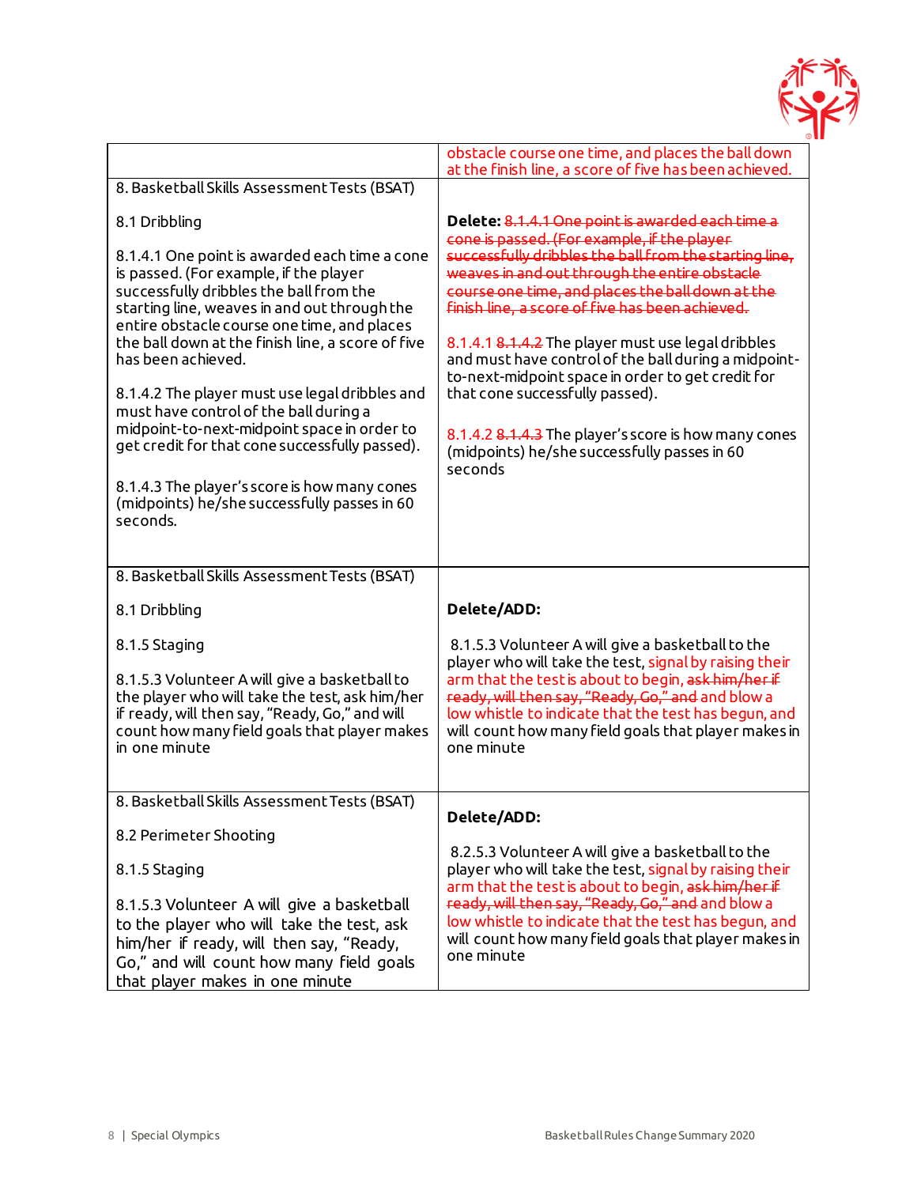| | |
|---|---|
| | obstacle course one time, and places the ball down at the finish line, a score of five has been achieved. |
| 8. Basketball Skills Assessment Tests (BSAT)<br><br>8.1 Dribbling<br><br>8.1.4.1 One point is awarded each time a cone is passed. (For example, if the player successfully dribbles the ball from the starting line, weaves in and out through the entire obstacle course one time, and places the ball down at the finish line, a score of five has been achieved.<br><br>8.1.4.2 The player must use legal dribbles and must have control of the ball during a midpoint-to-next-midpoint space in order to get credit for that cone successfully passed).<br><br>8.1.4.3 The player's score is how many cones (midpoints) he/she successfully passes in 60 seconds. | **Delete:** ~~8.1.4.1 One point is awarded each time a cone is passed. (For example, if the player successfully dribbles the ball from the starting line, weaves in and out through the entire obstacle course one time, and places the ball down at the finish line, a score of five has been achieved.~~<br><br>8.1.4.1 ~~8.1.4.2~~ The player must use legal dribbles and must have control of the ball during a midpoint-to-next-midpoint space in order to get credit for that cone successfully passed).<br><br>8.1.4.2 ~~8.1.4.3~~ The player's score is how many cones (midpoints) he/she successfully passes in 60 seconds |
| 8. Basketball Skills Assessment Tests (BSAT)<br><br>8.1 Dribbling<br><br>8.1.5 Staging<br><br>8.1.5.3 Volunteer A will give a basketball to the player who will take the test, ask him/her if ready, will then say, "Ready, Go," and will count how many field goals that player makes in one minute | **Delete/ADD:**<br><br>8.1.5.3 Volunteer A will give a basketball to the player who will take the test, signal by raising their arm that the test is about to begin, ~~ask him/her if ready, will then say, "Ready, Go," and~~ and blow a low whistle to indicate that the test has begun, and will count how many field goals that player makes in one minute |
| 8. Basketball Skills Assessment Tests (BSAT)<br><br>8.2 Perimeter Shooting<br><br>8.1.5 Staging<br><br>8.1.5.3 Volunteer A will give a basketball to the player who will take the test, ask him/her if ready, will then say, "Ready, Go," and will count how many field goals that player makes in one minute | **Delete/ADD:**<br><br>8.2.5.3 Volunteer A will give a basketball to the player who will take the test, signal by raising their arm that the test is about to begin, ~~ask him/her if ready, will then say, "Ready, Go," and~~ and blow a low whistle to indicate that the test has begun, and will count how many field goals that player makes in one minute |